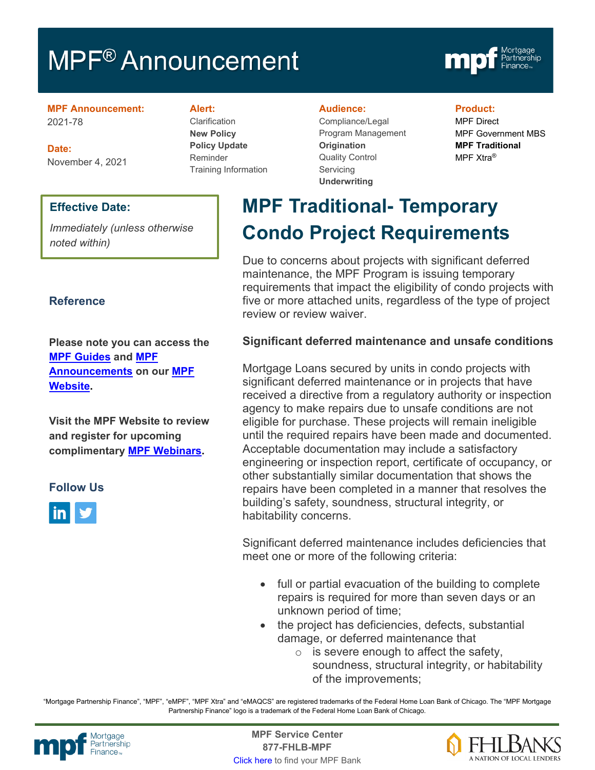# MPF® Announcement

**MPF Announcement:**
2021-78

**Date:**
November 4, 2021

**Alert:**
Clarification
**New Policy**
**Policy Update**
Reminder
Training Information

**Audience:**
Compliance/Legal
Program Management
**Origination**
Quality Control
Servicing
**Underwriting**

**Product:**
MPF Direct
MPF Government MBS
**MPF Traditional**
MPF Xtra®

**Effective Date:**

*Immediately (unless otherwise noted within)*

**Reference**

**Please note you can access the MPF Guides and MPF Announcements on our MPF Website.**

**Visit the MPF Website to review and register for upcoming complimentary MPF Webinars.**

**Follow Us**

## MPF Traditional- Temporary Condo Project Requirements

Due to concerns about projects with significant deferred maintenance, the MPF Program is issuing temporary requirements that impact the eligibility of condo projects with five or more attached units, regardless of the type of project review or review waiver.

### Significant deferred maintenance and unsafe conditions

Mortgage Loans secured by units in condo projects with significant deferred maintenance or in projects that have received a directive from a regulatory authority or inspection agency to make repairs due to unsafe conditions are not eligible for purchase. These projects will remain ineligible until the required repairs have been made and documented. Acceptable documentation may include a satisfactory engineering or inspection report, certificate of occupancy, or other substantially similar documentation that shows the repairs have been completed in a manner that resolves the building's safety, soundness, structural integrity, or habitability concerns.

Significant deferred maintenance includes deficiencies that meet one or more of the following criteria:

- full or partial evacuation of the building to complete repairs is required for more than seven days or an unknown period of time;
- the project has deficiencies, defects, substantial damage, or deferred maintenance that
  - is severe enough to affect the safety, soundness, structural integrity, or habitability of the improvements;

"Mortgage Partnership Finance", "MPF", "eMPF", "MPF Xtra" and "eMAQCS" are registered trademarks of the Federal Home Loan Bank of Chicago. The "MPF Mortgage Partnership Finance" logo is a trademark of the Federal Home Loan Bank of Chicago.

**MPF Service Center**
**877-FHLB-MPF**
Click here to find your MPF Bank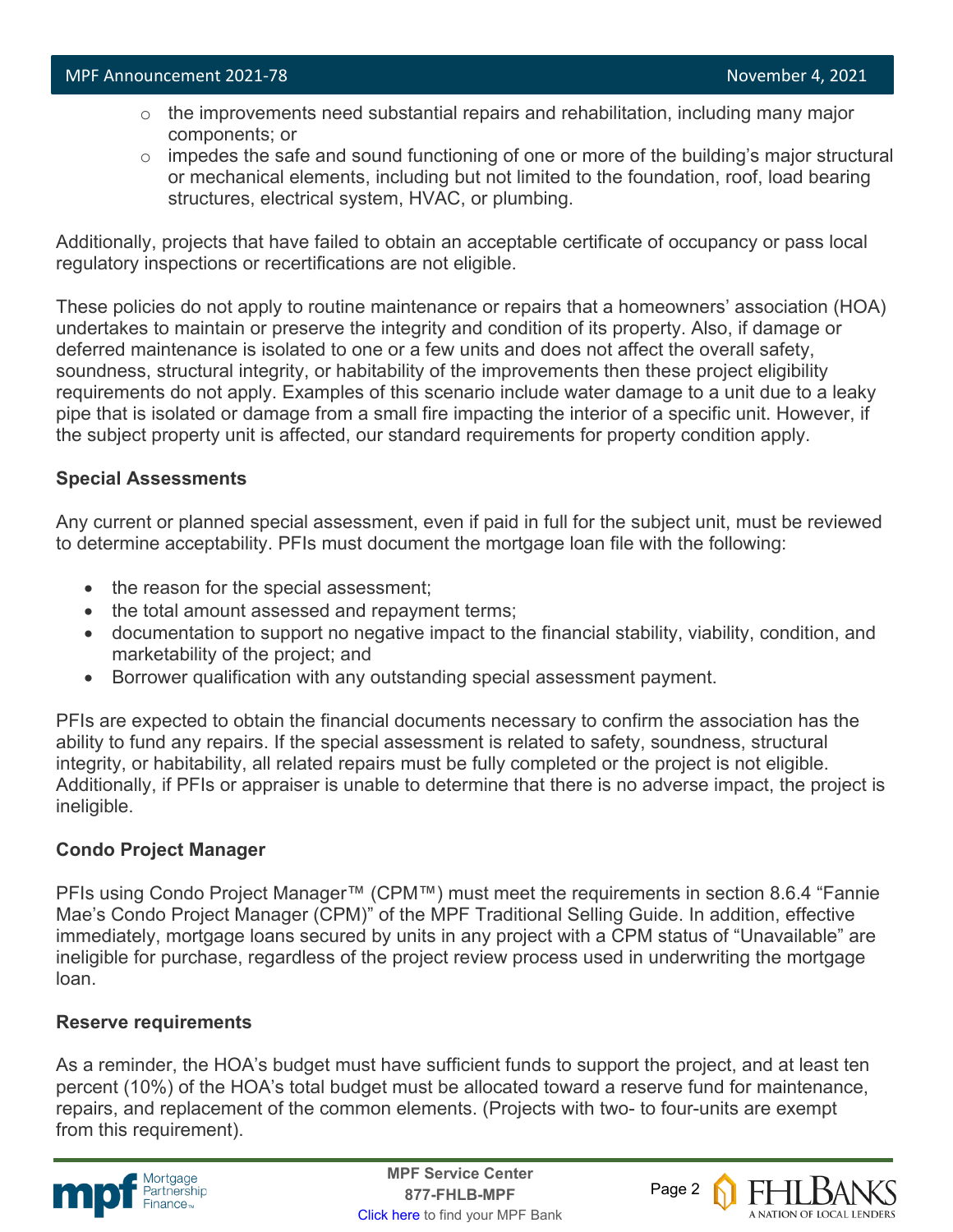- the improvements need substantial repairs and rehabilitation, including many major components; or
- impedes the safe and sound functioning of one or more of the building's major structural or mechanical elements, including but not limited to the foundation, roof, load bearing structures, electrical system, HVAC, or plumbing.

Additionally, projects that have failed to obtain an acceptable certificate of occupancy or pass local regulatory inspections or recertifications are not eligible.

These policies do not apply to routine maintenance or repairs that a homeowners' association (HOA) undertakes to maintain or preserve the integrity and condition of its property. Also, if damage or deferred maintenance is isolated to one or a few units and does not affect the overall safety, soundness, structural integrity, or habitability of the improvements then these project eligibility requirements do not apply. Examples of this scenario include water damage to a unit due to a leaky pipe that is isolated or damage from a small fire impacting the interior of a specific unit. However, if the subject property unit is affected, our standard requirements for property condition apply.

**Special Assessments**

Any current or planned special assessment, even if paid in full for the subject unit, must be reviewed to determine acceptability. PFIs must document the mortgage loan file with the following:

- the reason for the special assessment;
- the total amount assessed and repayment terms;
- documentation to support no negative impact to the financial stability, viability, condition, and marketability of the project; and
- Borrower qualification with any outstanding special assessment payment.

PFIs are expected to obtain the financial documents necessary to confirm the association has the ability to fund any repairs. If the special assessment is related to safety, soundness, structural integrity, or habitability, all related repairs must be fully completed or the project is not eligible. Additionally, if PFIs or appraiser is unable to determine that there is no adverse impact, the project is ineligible.

**Condo Project Manager**

PFIs using Condo Project Manager™ (CPM™) must meet the requirements in section 8.6.4 "Fannie Mae's Condo Project Manager (CPM)" of the MPF Traditional Selling Guide. In addition, effective immediately, mortgage loans secured by units in any project with a CPM status of "Unavailable" are ineligible for purchase, regardless of the project review process used in underwriting the mortgage loan.

**Reserve requirements**

As a reminder, the HOA's budget must have sufficient funds to support the project, and at least ten percent (10%) of the HOA's total budget must be allocated toward a reserve fund for maintenance, repairs, and replacement of the common elements. (Projects with two- to four-units are exempt from this requirement).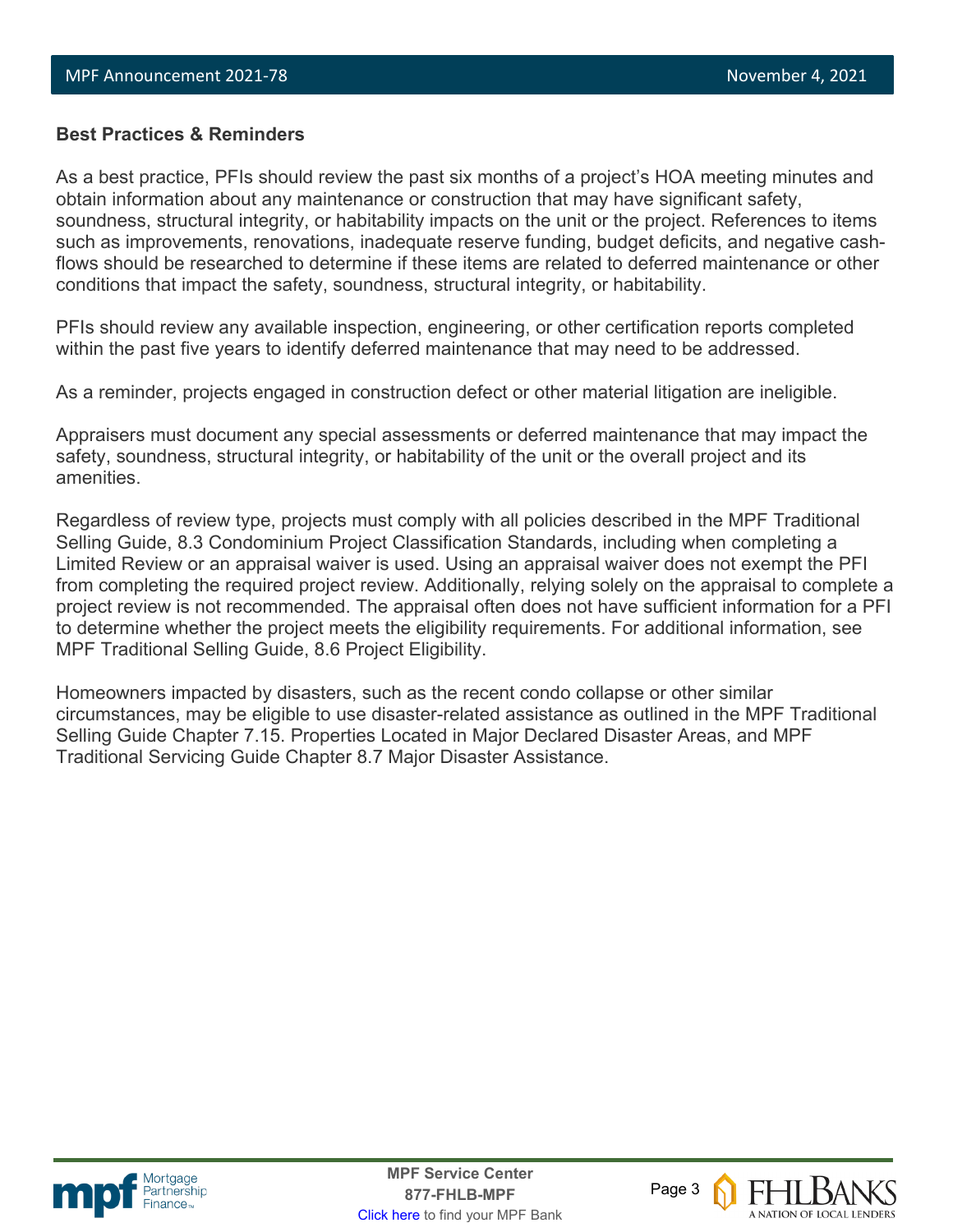## Best Practices & Reminders

As a best practice, PFIs should review the past six months of a project's HOA meeting minutes and obtain information about any maintenance or construction that may have significant safety, soundness, structural integrity, or habitability impacts on the unit or the project. References to items such as improvements, renovations, inadequate reserve funding, budget deficits, and negative cash-flows should be researched to determine if these items are related to deferred maintenance or other conditions that impact the safety, soundness, structural integrity, or habitability.

PFIs should review any available inspection, engineering, or other certification reports completed within the past five years to identify deferred maintenance that may need to be addressed.

As a reminder, projects engaged in construction defect or other material litigation are ineligible.

Appraisers must document any special assessments or deferred maintenance that may impact the safety, soundness, structural integrity, or habitability of the unit or the overall project and its amenities.

Regardless of review type, projects must comply with all policies described in the MPF Traditional Selling Guide, 8.3 Condominium Project Classification Standards, including when completing a Limited Review or an appraisal waiver is used. Using an appraisal waiver does not exempt the PFI from completing the required project review. Additionally, relying solely on the appraisal to complete a project review is not recommended. The appraisal often does not have sufficient information for a PFI to determine whether the project meets the eligibility requirements. For additional information, see MPF Traditional Selling Guide, 8.6 Project Eligibility.

Homeowners impacted by disasters, such as the recent condo collapse or other similar circumstances, may be eligible to use disaster-related assistance as outlined in the MPF Traditional Selling Guide Chapter 7.15. Properties Located in Major Declared Disaster Areas, and MPF Traditional Servicing Guide Chapter 8.7 Major Disaster Assistance.